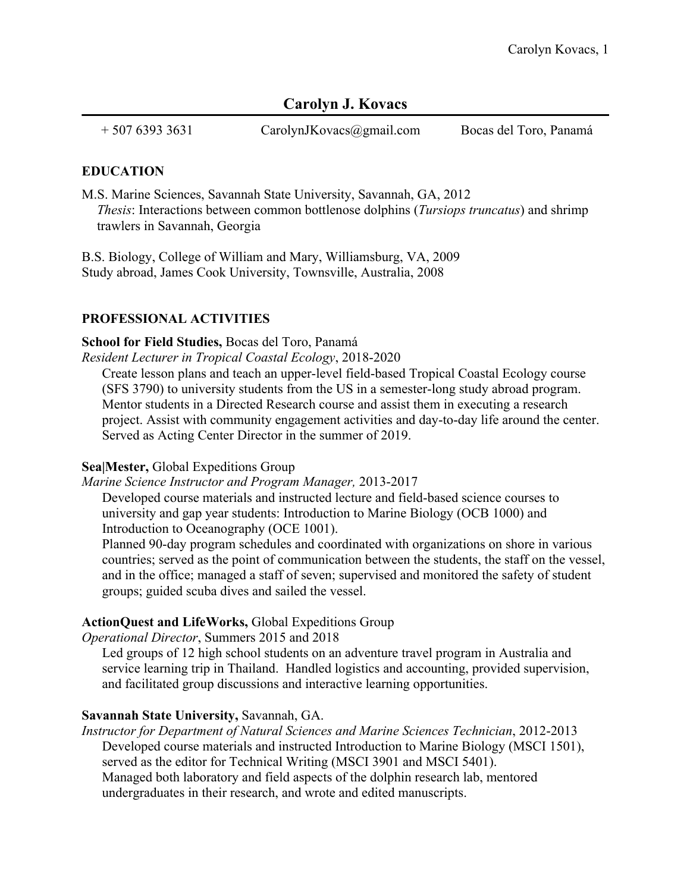# Carolyn J. Kovacs

+ 507 6393 3631 CarolynJKovacs@gmail.com Bocas del Toro, Panamá

## EDUCATION

M.S. Marine Sciences, Savannah State University, Savannah, GA, 2012
*Thesis*: Interactions between common bottlenose dolphins (*Tursiops truncatus*) and shrimp trawlers in Savannah, Georgia

B.S. Biology, College of William and Mary, Williamsburg, VA, 2009
Study abroad, James Cook University, Townsville, Australia, 2008

## PROFESSIONAL ACTIVITIES

**School for Field Studies,** Bocas del Toro, Panamá
*Resident Lecturer in Tropical Coastal Ecology*, 2018-2020

Create lesson plans and teach an upper-level field-based Tropical Coastal Ecology course (SFS 3790) to university students from the US in a semester-long study abroad program. Mentor students in a Directed Research course and assist them in executing a research project. Assist with community engagement activities and day-to-day life around the center. Served as Acting Center Director in the summer of 2019.

**Sea|Mester,** Global Expeditions Group
*Marine Science Instructor and Program Manager,* 2013-2017

Developed course materials and instructed lecture and field-based science courses to university and gap year students: Introduction to Marine Biology (OCB 1000) and Introduction to Oceanography (OCE 1001).

Planned 90-day program schedules and coordinated with organizations on shore in various countries; served as the point of communication between the students, the staff on the vessel, and in the office; managed a staff of seven; supervised and monitored the safety of student groups; guided scuba dives and sailed the vessel.

**ActionQuest and LifeWorks,** Global Expeditions Group
*Operational Director*, Summers 2015 and 2018

Led groups of 12 high school students on an adventure travel program in Australia and service learning trip in Thailand. Handled logistics and accounting, provided supervision, and facilitated group discussions and interactive learning opportunities.

**Savannah State University,** Savannah, GA.
*Instructor for Department of Natural Sciences and Marine Sciences Technician*, 2012-2013

Developed course materials and instructed Introduction to Marine Biology (MSCI 1501), served as the editor for Technical Writing (MSCI 3901 and MSCI 5401).

Managed both laboratory and field aspects of the dolphin research lab, mentored undergraduates in their research, and wrote and edited manuscripts.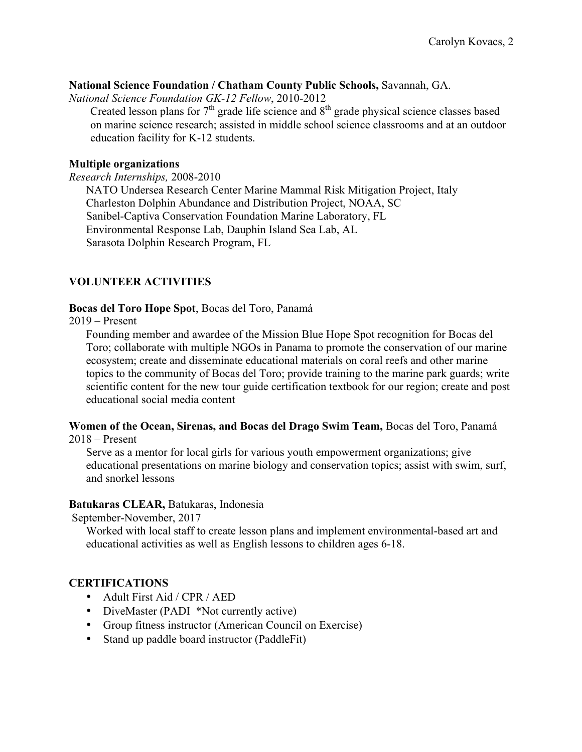**National Science Foundation / Chatham County Public Schools,** Savannah, GA.
*National Science Foundation GK-12 Fellow*, 2010-2012

Created lesson plans for 7th grade life science and 8th grade physical science classes based on marine science research; assisted in middle school science classrooms and at an outdoor education facility for K-12 students.

**Multiple organizations**
*Research Internships,* 2008-2010

NATO Undersea Research Center Marine Mammal Risk Mitigation Project, Italy
Charleston Dolphin Abundance and Distribution Project, NOAA, SC
Sanibel-Captiva Conservation Foundation Marine Laboratory, FL
Environmental Response Lab, Dauphin Island Sea Lab, AL
Sarasota Dolphin Research Program, FL

## VOLUNTEER ACTIVITIES

**Bocas del Toro Hope Spot**, Bocas del Toro, Panamá
2019 – Present

Founding member and awardee of the Mission Blue Hope Spot recognition for Bocas del Toro; collaborate with multiple NGOs in Panama to promote the conservation of our marine ecosystem; create and disseminate educational materials on coral reefs and other marine topics to the community of Bocas del Toro; provide training to the marine park guards; write scientific content for the new tour guide certification textbook for our region; create and post educational social media content

**Women of the Ocean, Sirenas, and Bocas del Drago Swim Team,** Bocas del Toro, Panamá
2018 – Present

Serve as a mentor for local girls for various youth empowerment organizations; give educational presentations on marine biology and conservation topics; assist with swim, surf, and snorkel lessons

**Batukaras CLEAR,** Batukaras, Indonesia
September-November, 2017

Worked with local staff to create lesson plans and implement environmental-based art and educational activities as well as English lessons to children ages 6-18.

## CERTIFICATIONS

- Adult First Aid / CPR / AED
- DiveMaster (PADI *Not currently active)
- Group fitness instructor (American Council on Exercise)
- Stand up paddle board instructor (PaddleFit)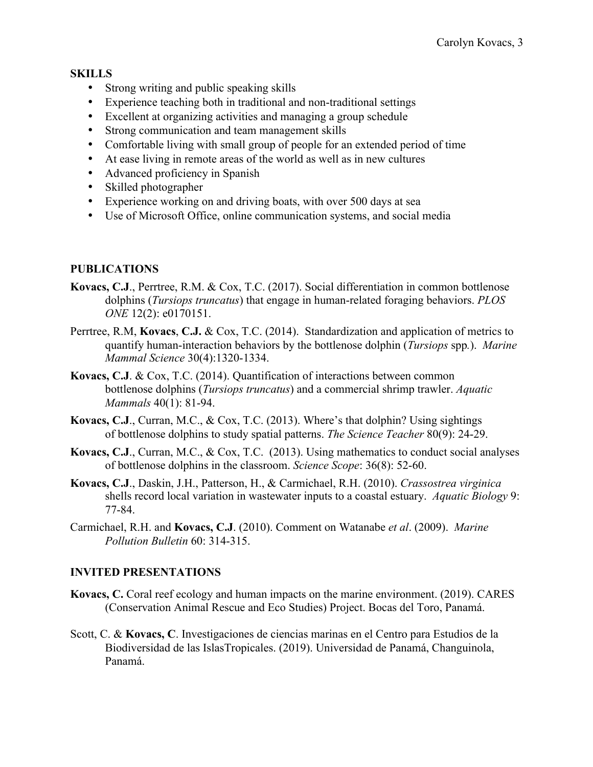## SKILLS

- Strong writing and public speaking skills
- Experience teaching both in traditional and non-traditional settings
- Excellent at organizing activities and managing a group schedule
- Strong communication and team management skills
- Comfortable living with small group of people for an extended period of time
- At ease living in remote areas of the world as well as in new cultures
- Advanced proficiency in Spanish
- Skilled photographer
- Experience working on and driving boats, with over 500 days at sea
- Use of Microsoft Office, online communication systems, and social media

## PUBLICATIONS

**Kovacs, C.J**., Perrtree, R.M. & Cox, T.C. (2017). Social differentiation in common bottlenose dolphins (*Tursiops truncatus*) that engage in human-related foraging behaviors. *PLOS ONE* 12(2): e0170151.

Perrtree, R.M, **Kovacs**, **C.J.** & Cox, T.C. (2014). Standardization and application of metrics to quantify human-interaction behaviors by the bottlenose dolphin (*Tursiops* spp*.*). *Marine Mammal Science* 30(4):1320-1334.

**Kovacs, C.J**. & Cox, T.C. (2014). Quantification of interactions between common bottlenose dolphins (*Tursiops truncatus*) and a commercial shrimp trawler. *Aquatic Mammals* 40(1): 81-94.

**Kovacs, C.J**., Curran, M.C., & Cox, T.C. (2013). Where's that dolphin? Using sightings of bottlenose dolphins to study spatial patterns. *The Science Teacher* 80(9): 24-29.

**Kovacs, C.J**., Curran, M.C., & Cox, T.C. (2013). Using mathematics to conduct social analyses of bottlenose dolphins in the classroom. *Science Scope*: 36(8): 52-60.

**Kovacs, C.J**., Daskin, J.H., Patterson, H., & Carmichael, R.H. (2010). *Crassostrea virginica* shells record local variation in wastewater inputs to a coastal estuary. *Aquatic Biology* 9: 77-84.

Carmichael, R.H. and **Kovacs, C.J**. (2010). Comment on Watanabe *et al*. (2009). *Marine Pollution Bulletin* 60: 314-315.

## INVITED PRESENTATIONS

**Kovacs, C.** Coral reef ecology and human impacts on the marine environment. (2019). CARES (Conservation Animal Rescue and Eco Studies) Project. Bocas del Toro, Panamá.

Scott, C. & **Kovacs, C**. Investigaciones de ciencias marinas en el Centro para Estudios de la Biodiversidad de las IslasTropicales. (2019). Universidad de Panamá, Changuinola, Panamá.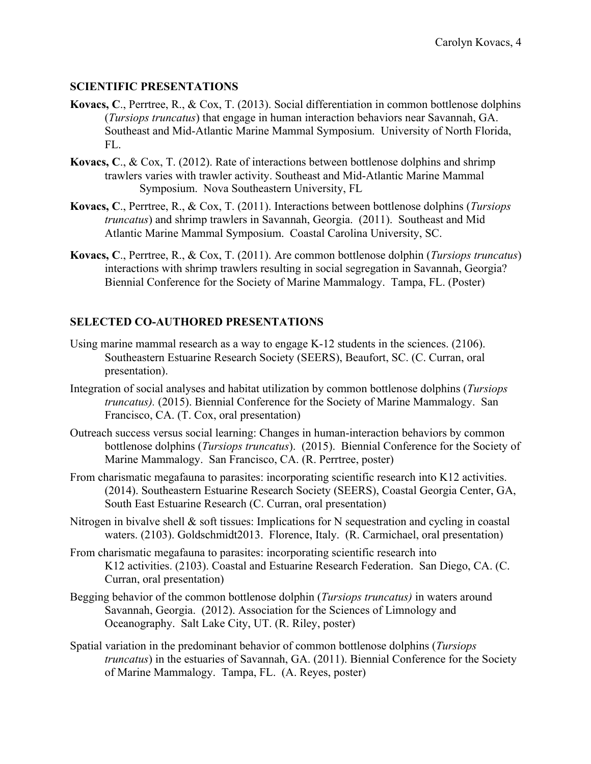## SCIENTIFIC PRESENTATIONS

**Kovacs, C**., Perrtree, R., & Cox, T. (2013). Social differentiation in common bottlenose dolphins (*Tursiops truncatus*) that engage in human interaction behaviors near Savannah, GA. Southeast and Mid-Atlantic Marine Mammal Symposium. University of North Florida, FL.

**Kovacs, C**., & Cox, T. (2012). Rate of interactions between bottlenose dolphins and shrimp trawlers varies with trawler activity. Southeast and Mid-Atlantic Marine Mammal Symposium. Nova Southeastern University, FL

**Kovacs, C**., Perrtree, R., & Cox, T. (2011). Interactions between bottlenose dolphins (*Tursiops truncatus*) and shrimp trawlers in Savannah, Georgia. (2011). Southeast and Mid Atlantic Marine Mammal Symposium. Coastal Carolina University, SC.

**Kovacs, C**., Perrtree, R., & Cox, T. (2011). Are common bottlenose dolphin (*Tursiops truncatus*) interactions with shrimp trawlers resulting in social segregation in Savannah, Georgia? Biennial Conference for the Society of Marine Mammalogy. Tampa, FL. (Poster)

## SELECTED CO-AUTHORED PRESENTATIONS

Using marine mammal research as a way to engage K-12 students in the sciences. (2106). Southeastern Estuarine Research Society (SEERS), Beaufort, SC. (C. Curran, oral presentation).

Integration of social analyses and habitat utilization by common bottlenose dolphins (*Tursiops truncatus).* (2015). Biennial Conference for the Society of Marine Mammalogy. San Francisco, CA. (T. Cox, oral presentation)

Outreach success versus social learning: Changes in human-interaction behaviors by common bottlenose dolphins (*Tursiops truncatus*). (2015). Biennial Conference for the Society of Marine Mammalogy. San Francisco, CA. (R. Perrtree, poster)

From charismatic megafauna to parasites: incorporating scientific research into K12 activities. (2014). Southeastern Estuarine Research Society (SEERS), Coastal Georgia Center, GA, South East Estuarine Research (C. Curran, oral presentation)

Nitrogen in bivalve shell & soft tissues: Implications for N sequestration and cycling in coastal waters. (2103). Goldschmidt2013. Florence, Italy. (R. Carmichael, oral presentation)

From charismatic megafauna to parasites: incorporating scientific research into K12 activities. (2103). Coastal and Estuarine Research Federation. San Diego, CA. (C. Curran, oral presentation)

Begging behavior of the common bottlenose dolphin (*Tursiops truncatus)* in waters around Savannah, Georgia. (2012). Association for the Sciences of Limnology and Oceanography. Salt Lake City, UT. (R. Riley, poster)

Spatial variation in the predominant behavior of common bottlenose dolphins (*Tursiops truncatus*) in the estuaries of Savannah, GA. (2011). Biennial Conference for the Society of Marine Mammalogy. Tampa, FL. (A. Reyes, poster)